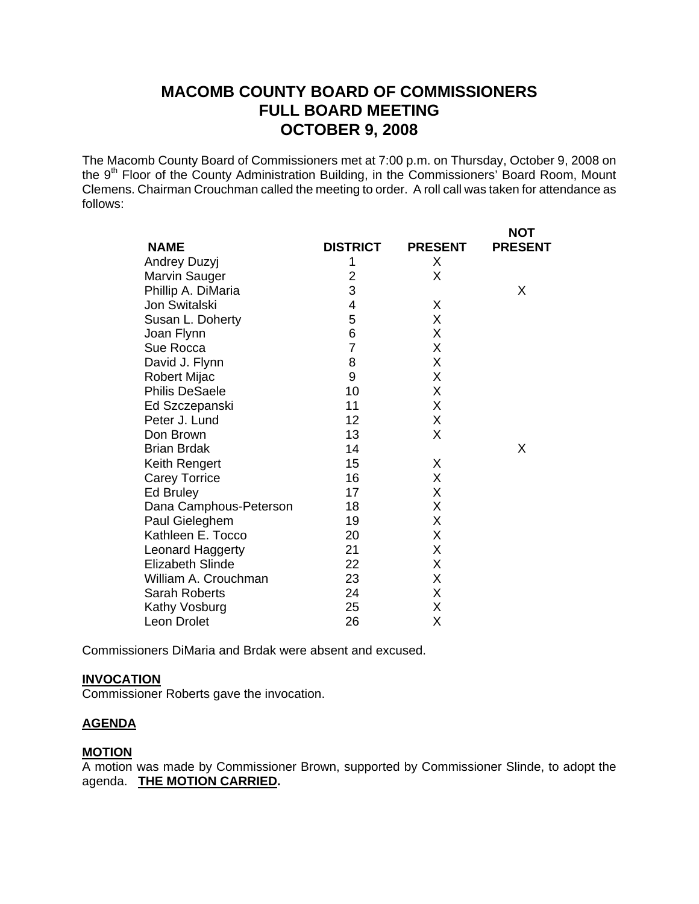# MACOMB COUNTY BOARD OF COMMISSIONERS
# FULL BOARD MEETING
# OCTOBER 9, 2008

The Macomb County Board of Commissioners met at 7:00 p.m. on Thursday, October 9, 2008 on the 9th Floor of the County Administration Building, in the Commissioners' Board Room, Mount Clemens. Chairman Crouchman called the meeting to order. A roll call was taken for attendance as follows:

| NAME | DISTRICT | PRESENT | NOT PRESENT |
|---|---|---|---|
| Andrey Duzyj | 1 | X | |
| Marvin Sauger | 2 | X | |
| Phillip A. DiMaria | 3 | | X |
| Jon Switalski | 4 | X | |
| Susan L. Doherty | 5 | X | |
| Joan Flynn | 6 | X | |
| Sue Rocca | 7 | X | |
| David J. Flynn | 8 | X | |
| Robert Mijac | 9 | X | |
| Philis DeSaele | 10 | X | |
| Ed Szczepanski | 11 | X | |
| Peter J. Lund | 12 | X | |
| Don Brown | 13 | X | |
| Brian Brdak | 14 | | X |
| Keith Rengert | 15 | X | |
| Carey Torrice | 16 | X | |
| Ed Bruley | 17 | X | |
| Dana Camphous-Peterson | 18 | X | |
| Paul Gieleghem | 19 | X | |
| Kathleen E. Tocco | 20 | X | |
| Leonard Haggerty | 21 | X | |
| Elizabeth Slinde | 22 | X | |
| William A. Crouchman | 23 | X | |
| Sarah Roberts | 24 | X | |
| Kathy Vosburg | 25 | X | |
| Leon Drolet | 26 | X | |

Commissioners DiMaria and Brdak were absent and excused.

**INVOCATION**

Commissioner Roberts gave the invocation.

**AGENDA**

**MOTION**

A motion was made by Commissioner Brown, supported by Commissioner Slinde, to adopt the agenda. **THE MOTION CARRIED.**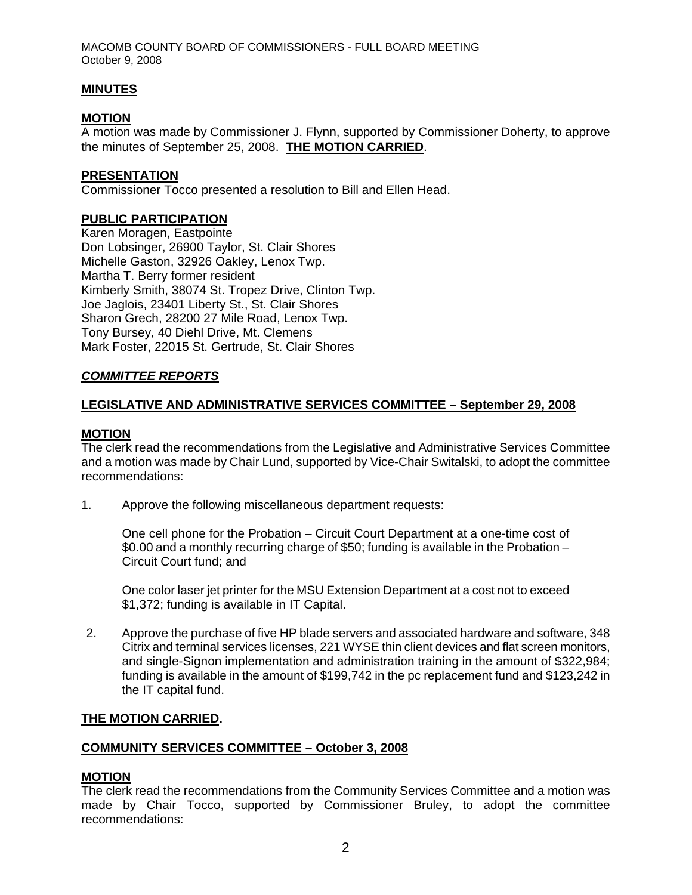## MINUTES

### MOTION

A motion was made by Commissioner J. Flynn, supported by Commissioner Doherty, to approve the minutes of September 25, 2008. **THE MOTION CARRIED**.

### PRESENTATION

Commissioner Tocco presented a resolution to Bill and Ellen Head.

### PUBLIC PARTICIPATION

Karen Moragen, Eastpointe
Don Lobsinger, 26900 Taylor, St. Clair Shores
Michelle Gaston, 32926 Oakley, Lenox Twp.
Martha T. Berry former resident
Kimberly Smith, 38074 St. Tropez Drive, Clinton Twp.
Joe Jaglois, 23401 Liberty St., St. Clair Shores
Sharon Grech, 28200 27 Mile Road, Lenox Twp.
Tony Bursey, 40 Diehl Drive, Mt. Clemens
Mark Foster, 22015 St. Gertrude, St. Clair Shores

## *COMMITTEE REPORTS*

### LEGISLATIVE AND ADMINISTRATIVE SERVICES COMMITTEE – September 29, 2008

### MOTION

The clerk read the recommendations from the Legislative and Administrative Services Committee and a motion was made by Chair Lund, supported by Vice-Chair Switalski, to adopt the committee recommendations:

1. Approve the following miscellaneous department requests:

   One cell phone for the Probation – Circuit Court Department at a one-time cost of $0.00 and a monthly recurring charge of $50; funding is available in the Probation – Circuit Court fund; and

   One color laser jet printer for the MSU Extension Department at a cost not to exceed $1,372; funding is available in IT Capital.

2. Approve the purchase of five HP blade servers and associated hardware and software, 348 Citrix and terminal services licenses, 221 WYSE thin client devices and flat screen monitors, and single-Signon implementation and administration training in the amount of $322,984; funding is available in the amount of $199,742 in the pc replacement fund and $123,242 in the IT capital fund.

**THE MOTION CARRIED.**

### COMMUNITY SERVICES COMMITTEE – October 3, 2008

### MOTION

The clerk read the recommendations from the Community Services Committee and a motion was made by Chair Tocco, supported by Commissioner Bruley, to adopt the committee recommendations: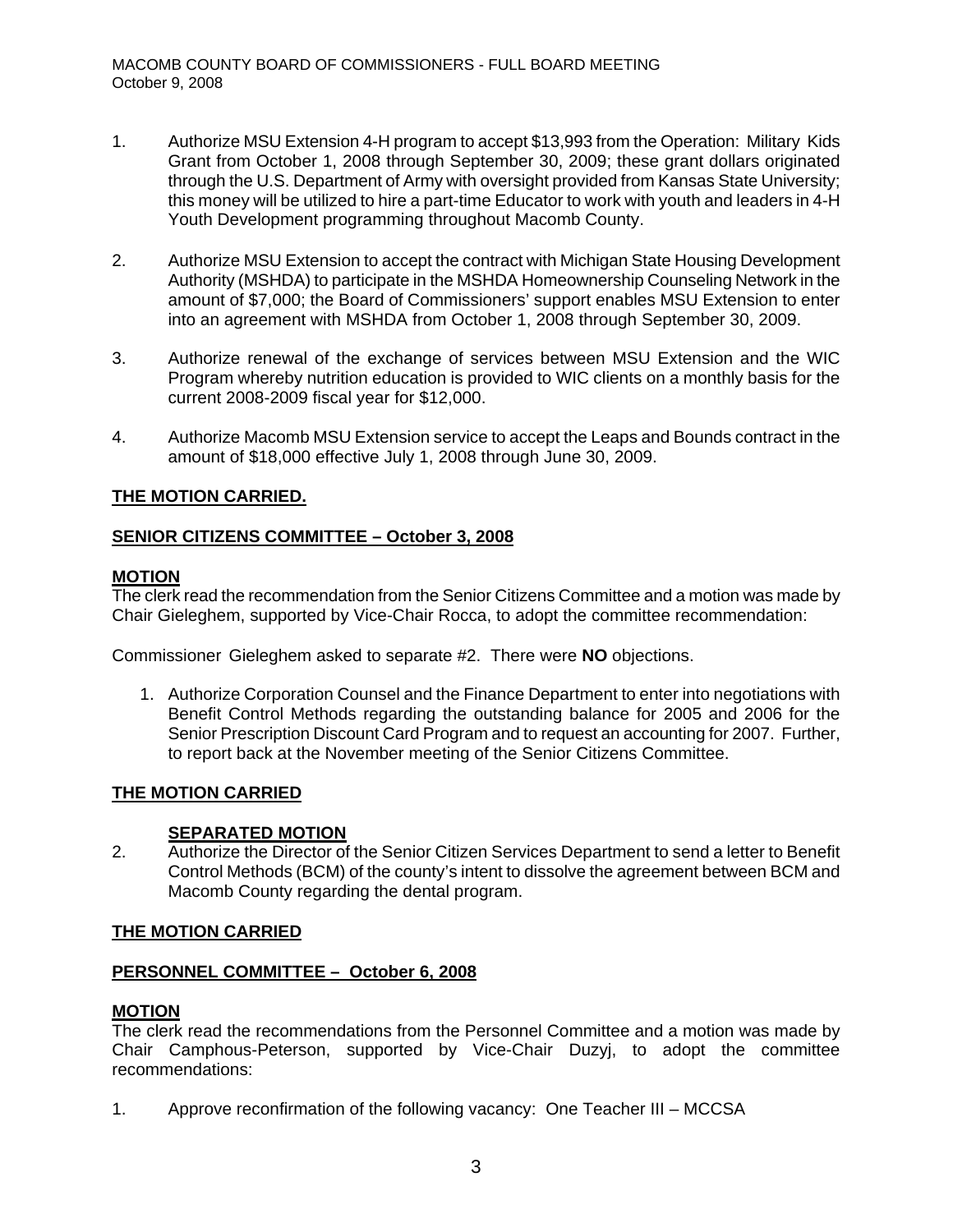1. Authorize MSU Extension 4-H program to accept $13,993 from the Operation: Military Kids Grant from October 1, 2008 through September 30, 2009; these grant dollars originated through the U.S. Department of Army with oversight provided from Kansas State University; this money will be utilized to hire a part-time Educator to work with youth and leaders in 4-H Youth Development programming throughout Macomb County.

2. Authorize MSU Extension to accept the contract with Michigan State Housing Development Authority (MSHDA) to participate in the MSHDA Homeownership Counseling Network in the amount of $7,000; the Board of Commissioners' support enables MSU Extension to enter into an agreement with MSHDA from October 1, 2008 through September 30, 2009.

3. Authorize renewal of the exchange of services between MSU Extension and the WIC Program whereby nutrition education is provided to WIC clients on a monthly basis for the current 2008-2009 fiscal year for $12,000.

4. Authorize Macomb MSU Extension service to accept the Leaps and Bounds contract in the amount of $18,000 effective July 1, 2008 through June 30, 2009.

**THE MOTION CARRIED.**

**SENIOR CITIZENS COMMITTEE – October 3, 2008**

**MOTION**
The clerk read the recommendation from the Senior Citizens Committee and a motion was made by Chair Gieleghem, supported by Vice-Chair Rocca, to adopt the committee recommendation:

Commissioner Gieleghem asked to separate #2. There were **NO** objections.

1. Authorize Corporation Counsel and the Finance Department to enter into negotiations with Benefit Control Methods regarding the outstanding balance for 2005 and 2006 for the Senior Prescription Discount Card Program and to request an accounting for 2007. Further, to report back at the November meeting of the Senior Citizens Committee.

**THE MOTION CARRIED**

**SEPARATED MOTION**

2. Authorize the Director of the Senior Citizen Services Department to send a letter to Benefit Control Methods (BCM) of the county's intent to dissolve the agreement between BCM and Macomb County regarding the dental program.

**THE MOTION CARRIED**

**PERSONNEL COMMITTEE – October 6, 2008**

**MOTION**
The clerk read the recommendations from the Personnel Committee and a motion was made by Chair Camphous-Peterson, supported by Vice-Chair Duzyj, to adopt the committee recommendations:

1. Approve reconfirmation of the following vacancy: One Teacher III – MCCSA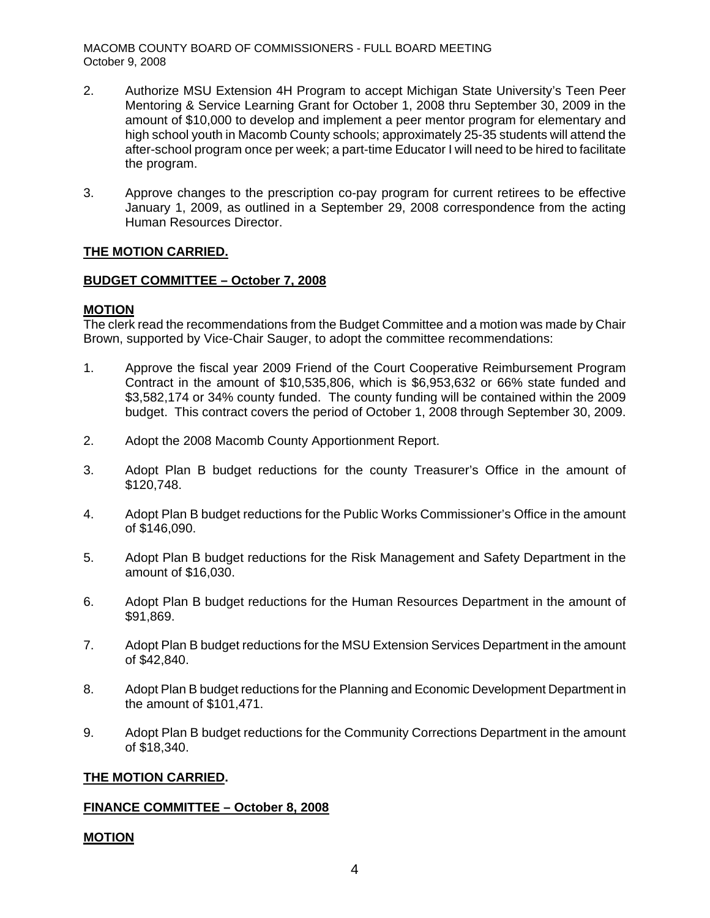2. Authorize MSU Extension 4H Program to accept Michigan State University's Teen Peer Mentoring & Service Learning Grant for October 1, 2008 thru September 30, 2009 in the amount of $10,000 to develop and implement a peer mentor program for elementary and high school youth in Macomb County schools; approximately 25-35 students will attend the after-school program once per week; a part-time Educator I will need to be hired to facilitate the program.

3. Approve changes to the prescription co-pay program for current retirees to be effective January 1, 2009, as outlined in a September 29, 2008 correspondence from the acting Human Resources Director.

**THE MOTION CARRIED.**

**BUDGET COMMITTEE – October 7, 2008**

**MOTION**

The clerk read the recommendations from the Budget Committee and a motion was made by Chair Brown, supported by Vice-Chair Sauger, to adopt the committee recommendations:

1. Approve the fiscal year 2009 Friend of the Court Cooperative Reimbursement Program Contract in the amount of $10,535,806, which is $6,953,632 or 66% state funded and $3,582,174 or 34% county funded. The county funding will be contained within the 2009 budget. This contract covers the period of October 1, 2008 through September 30, 2009.

2. Adopt the 2008 Macomb County Apportionment Report.

3. Adopt Plan B budget reductions for the county Treasurer's Office in the amount of $120,748.

4. Adopt Plan B budget reductions for the Public Works Commissioner's Office in the amount of $146,090.

5. Adopt Plan B budget reductions for the Risk Management and Safety Department in the amount of $16,030.

6. Adopt Plan B budget reductions for the Human Resources Department in the amount of $91,869.

7. Adopt Plan B budget reductions for the MSU Extension Services Department in the amount of $42,840.

8. Adopt Plan B budget reductions for the Planning and Economic Development Department in the amount of $101,471.

9. Adopt Plan B budget reductions for the Community Corrections Department in the amount of $18,340.

**THE MOTION CARRIED.**

**FINANCE COMMITTEE – October 8, 2008**

**MOTION**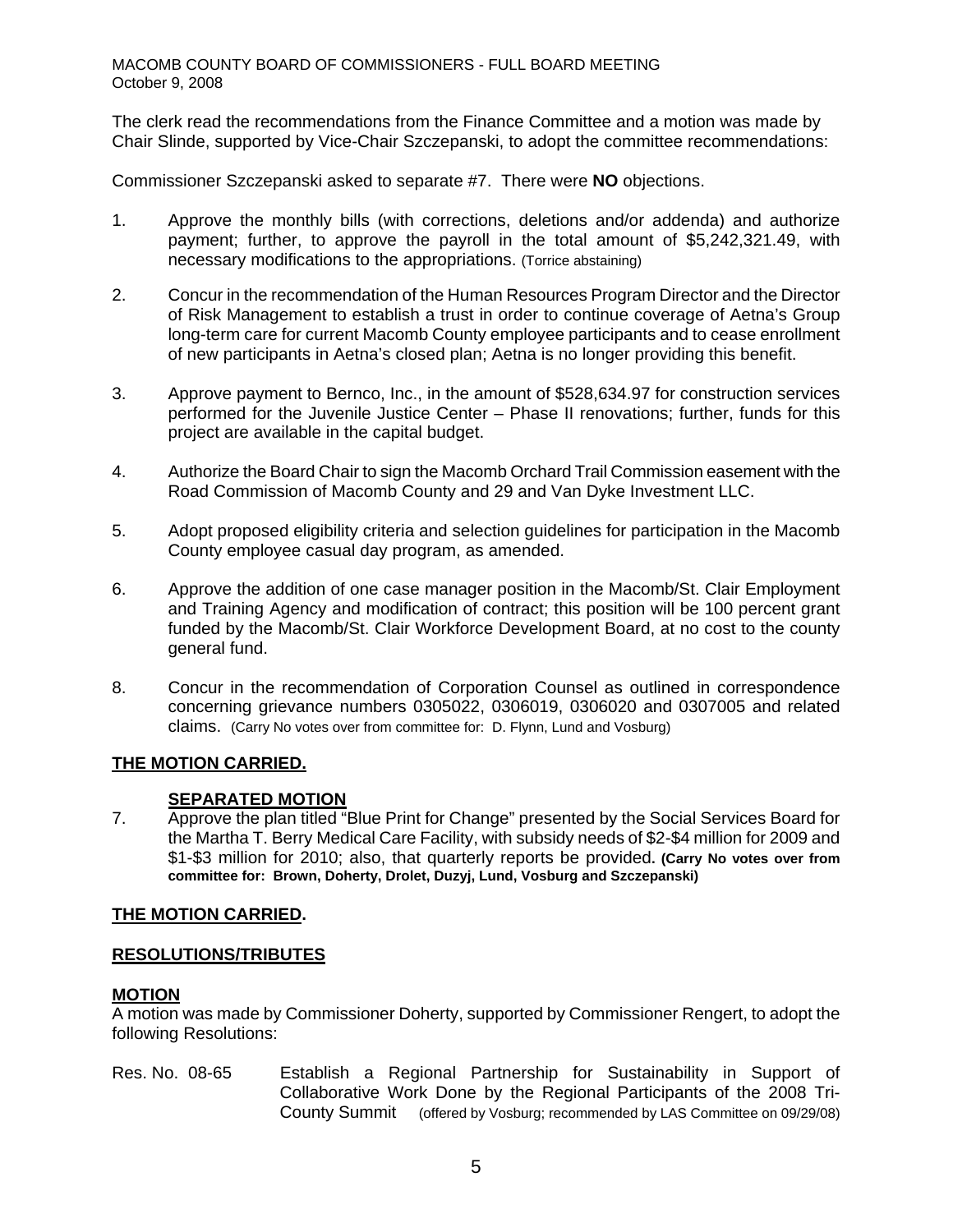The clerk read the recommendations from the Finance Committee and a motion was made by Chair Slinde, supported by Vice-Chair Szczepanski, to adopt the committee recommendations:

Commissioner Szczepanski asked to separate #7. There were **NO** objections.

1. Approve the monthly bills (with corrections, deletions and/or addenda) and authorize payment; further, to approve the payroll in the total amount of $5,242,321.49, with necessary modifications to the appropriations. (Torrice abstaining)

2. Concur in the recommendation of the Human Resources Program Director and the Director of Risk Management to establish a trust in order to continue coverage of Aetna's Group long-term care for current Macomb County employee participants and to cease enrollment of new participants in Aetna's closed plan; Aetna is no longer providing this benefit.

3. Approve payment to Bernco, Inc., in the amount of $528,634.97 for construction services performed for the Juvenile Justice Center – Phase II renovations; further, funds for this project are available in the capital budget.

4. Authorize the Board Chair to sign the Macomb Orchard Trail Commission easement with the Road Commission of Macomb County and 29 and Van Dyke Investment LLC.

5. Adopt proposed eligibility criteria and selection guidelines for participation in the Macomb County employee casual day program, as amended.

6. Approve the addition of one case manager position in the Macomb/St. Clair Employment and Training Agency and modification of contract; this position will be 100 percent grant funded by the Macomb/St. Clair Workforce Development Board, at no cost to the county general fund.

8. Concur in the recommendation of Corporation Counsel as outlined in correspondence concerning grievance numbers 0305022, 0306019, 0306020 and 0307005 and related claims. (Carry No votes over from committee for: D. Flynn, Lund and Vosburg)

**THE MOTION CARRIED.**

**SEPARATED MOTION**

7. Approve the plan titled "Blue Print for Change" presented by the Social Services Board for the Martha T. Berry Medical Care Facility, with subsidy needs of $2-$4 million for 2009 and $1-$3 million for 2010; also, that quarterly reports be provided. **(Carry No votes over from committee for: Brown, Doherty, Drolet, Duzyj, Lund, Vosburg and Szczepanski)**

**THE MOTION CARRIED.**

**RESOLUTIONS/TRIBUTES**

**MOTION**

A motion was made by Commissioner Doherty, supported by Commissioner Rengert, to adopt the following Resolutions:

Res. No. 08-65 Establish a Regional Partnership for Sustainability in Support of Collaborative Work Done by the Regional Participants of the 2008 Tri-County Summit (offered by Vosburg; recommended by LAS Committee on 09/29/08)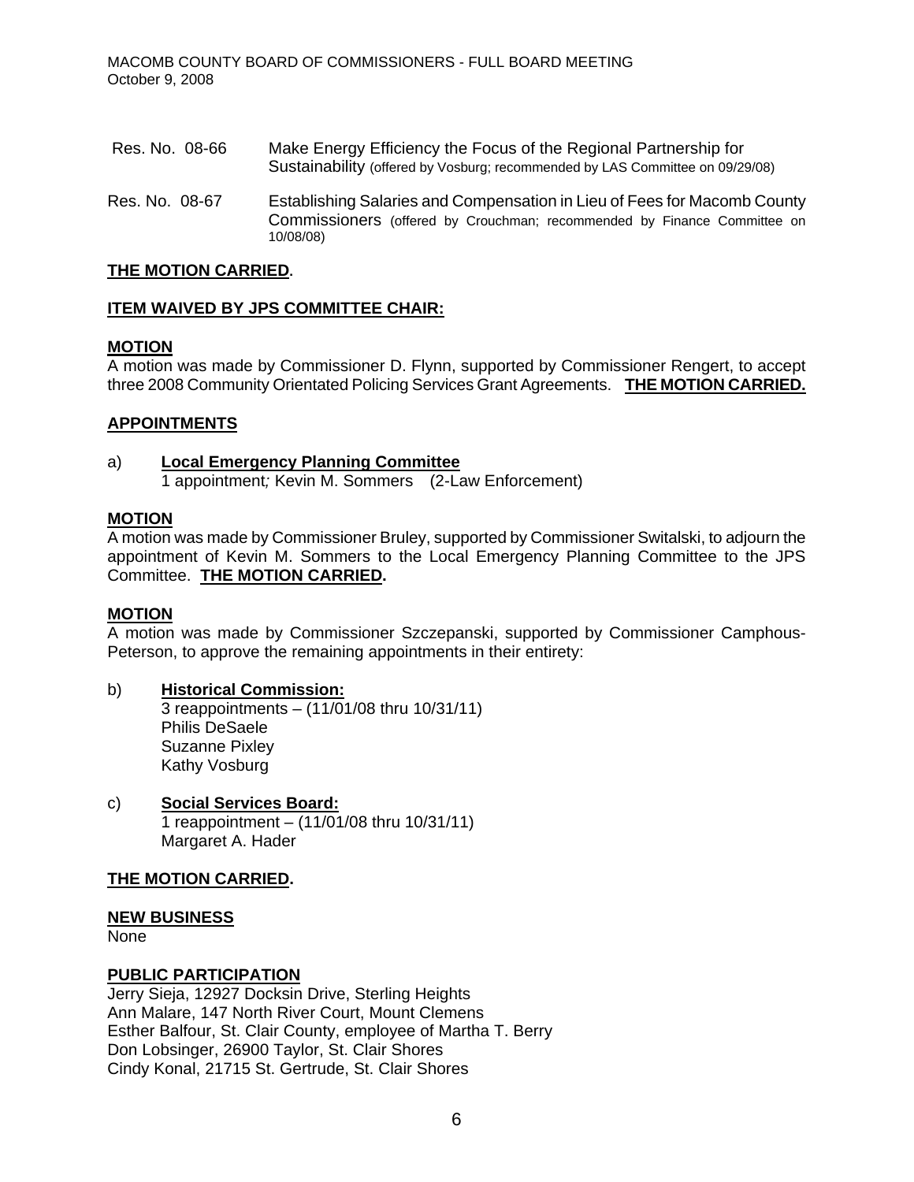| | |
|---|---|
| Res. No. 08-66 | Make Energy Efficiency the Focus of the Regional Partnership for Sustainability (offered by Vosburg; recommended by LAS Committee on 09/29/08) |
| Res. No. 08-67 | Establishing Salaries and Compensation in Lieu of Fees for Macomb County Commissioners (offered by Crouchman; recommended by Finance Committee on 10/08/08) |

**THE MOTION CARRIED.**

**ITEM WAIVED BY JPS COMMITTEE CHAIR:**

**MOTION**

A motion was made by Commissioner D. Flynn, supported by Commissioner Rengert, to accept three 2008 Community Orientated Policing Services Grant Agreements. **THE MOTION CARRIED.**

**APPOINTMENTS**

a) **Local Emergency Planning Committee**
1 appointment*;* Kevin M. Sommers (2-Law Enforcement)

**MOTION**

A motion was made by Commissioner Bruley, supported by Commissioner Switalski, to adjourn the appointment of Kevin M. Sommers to the Local Emergency Planning Committee to the JPS Committee. **THE MOTION CARRIED.**

**MOTION**

A motion was made by Commissioner Szczepanski, supported by Commissioner Camphous-Peterson, to approve the remaining appointments in their entirety:

b) **Historical Commission:**
3 reappointments – (11/01/08 thru 10/31/11)
Philis DeSaele
Suzanne Pixley
Kathy Vosburg

c) **Social Services Board:**
1 reappointment – (11/01/08 thru 10/31/11)
Margaret A. Hader

**THE MOTION CARRIED.**

**NEW BUSINESS**

None

**PUBLIC PARTICIPATION**

Jerry Sieja, 12927 Docksin Drive, Sterling Heights
Ann Malare, 147 North River Court, Mount Clemens
Esther Balfour, St. Clair County, employee of Martha T. Berry
Don Lobsinger, 26900 Taylor, St. Clair Shores
Cindy Konal, 21715 St. Gertrude, St. Clair Shores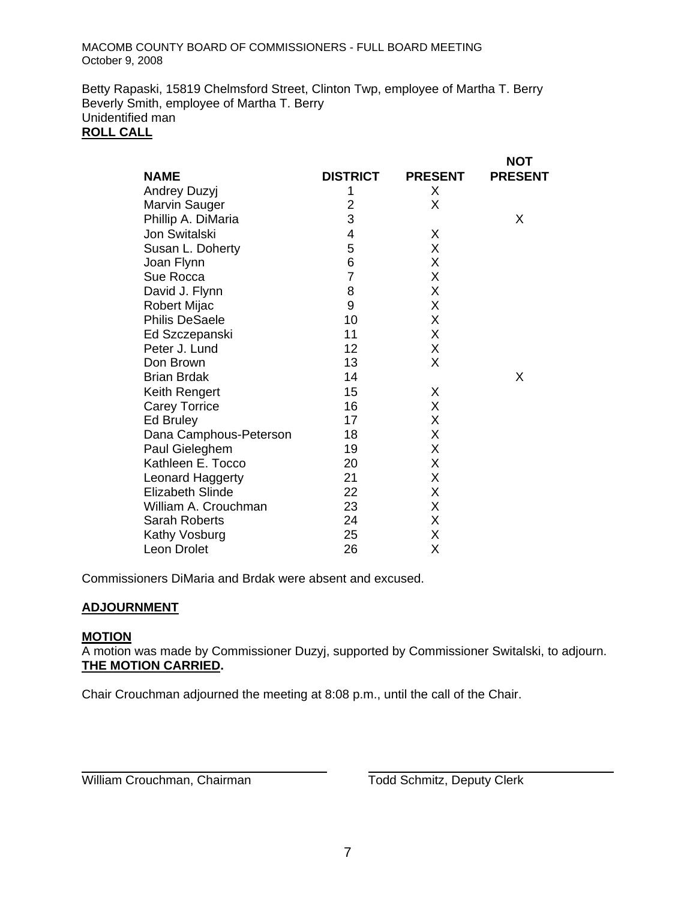Betty Rapaski, 15819 Chelmsford Street, Clinton Twp, employee of Martha T. Berry
Beverly Smith, employee of Martha T. Berry
Unidentified man

**ROLL CALL**

| NAME | DISTRICT | PRESENT | NOT PRESENT |
|---|---|---|---|
| Andrey Duzyj | 1 | X | |
| Marvin Sauger | 2 | X | |
| Phillip A. DiMaria | 3 | | X |
| Jon Switalski | 4 | X | |
| Susan L. Doherty | 5 | X | |
| Joan Flynn | 6 | X | |
| Sue Rocca | 7 | X | |
| David J. Flynn | 8 | X | |
| Robert Mijac | 9 | X | |
| Philis DeSaele | 10 | X | |
| Ed Szczepanski | 11 | X | |
| Peter J. Lund | 12 | X | |
| Don Brown | 13 | X | |
| Brian Brdak | 14 | | X |
| Keith Rengert | 15 | X | |
| Carey Torrice | 16 | X | |
| Ed Bruley | 17 | X | |
| Dana Camphous-Peterson | 18 | X | |
| Paul Gieleghem | 19 | X | |
| Kathleen E. Tocco | 20 | X | |
| Leonard Haggerty | 21 | X | |
| Elizabeth Slinde | 22 | X | |
| William A. Crouchman | 23 | X | |
| Sarah Roberts | 24 | X | |
| Kathy Vosburg | 25 | X | |
| Leon Drolet | 26 | X | |

Commissioners DiMaria and Brdak were absent and excused.

**ADJOURNMENT**

**MOTION**

A motion was made by Commissioner Duzyj, supported by Commissioner Switalski, to adjourn.
**THE MOTION CARRIED.**

Chair Crouchman adjourned the meeting at 8:08 p.m., until the call of the Chair.

William Crouchman, Chairman

Todd Schmitz, Deputy Clerk